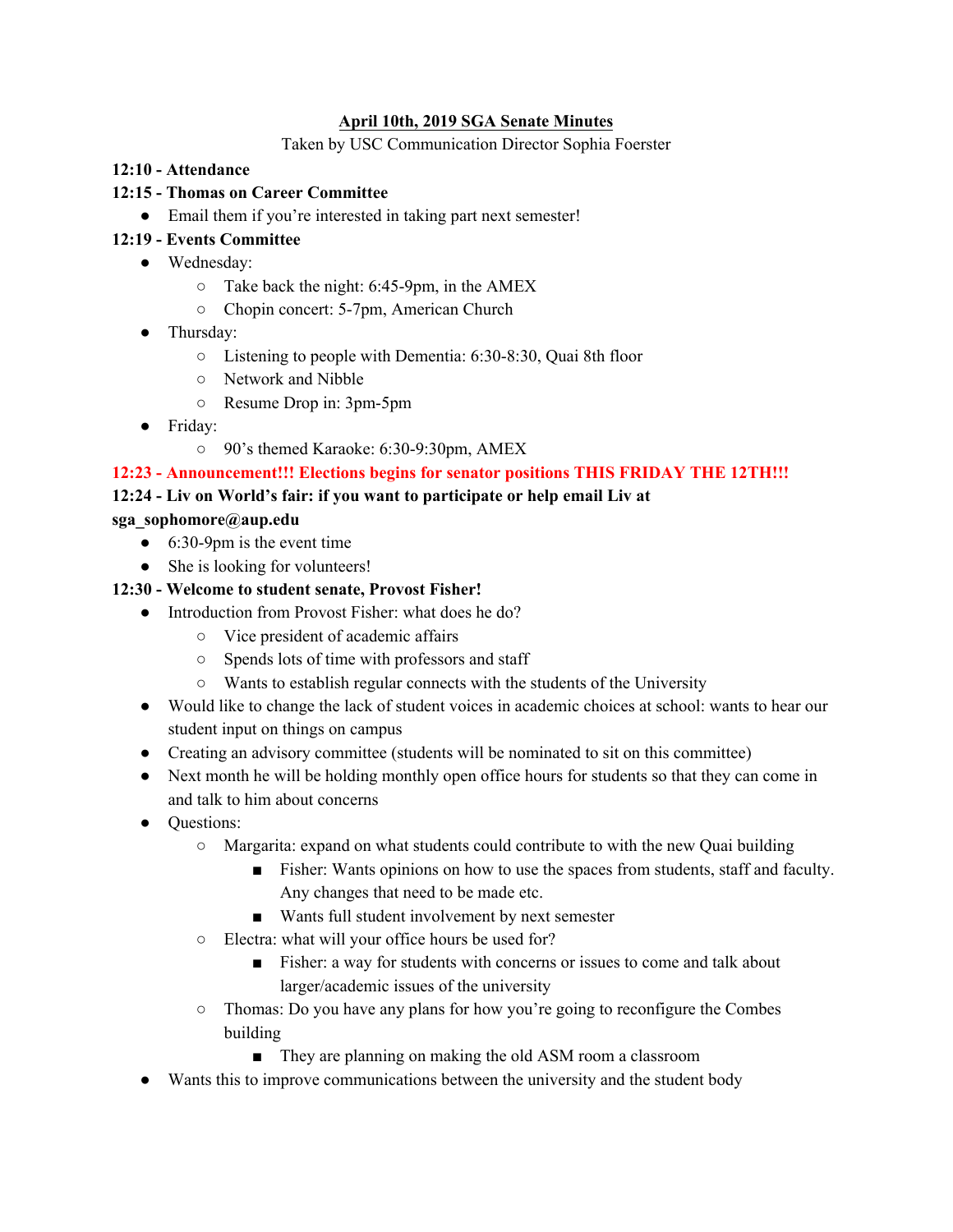# April 10th, 2019 SGA Senate Minutes

Taken by USC Communication Director Sophia Foerster

**12:10 - Attendance**

**12:15 - Thomas on Career Committee**

- Email them if you're interested in taking part next semester!

**12:19 - Events Committee**

- Wednesday:
  - Take back the night: 6:45-9pm, in the AMEX
  - Chopin concert: 5-7pm, American Church
- Thursday:
  - Listening to people with Dementia: 6:30-8:30, Quai 8th floor
  - Network and Nibble
  - Resume Drop in: 3pm-5pm
- Friday:
  - 90's themed Karaoke: 6:30-9:30pm, AMEX

**12:23 - Announcement!!! Elections begins for senator positions THIS FRIDAY THE 12TH!!!**

**12:24 - Liv on World's fair: if you want to participate or help email Liv at sga_sophomore@aup.edu**

- 6:30-9pm is the event time
- She is looking for volunteers!

**12:30 - Welcome to student senate, Provost Fisher!**

- Introduction from Provost Fisher: what does he do?
  - Vice president of academic affairs
  - Spends lots of time with professors and staff
  - Wants to establish regular connects with the students of the University
- Would like to change the lack of student voices in academic choices at school: wants to hear our student input on things on campus
- Creating an advisory committee (students will be nominated to sit on this committee)
- Next month he will be holding monthly open office hours for students so that they can come in and talk to him about concerns
- Questions:
  - Margarita: expand on what students could contribute to with the new Quai building
    - Fisher: Wants opinions on how to use the spaces from students, staff and faculty. Any changes that need to be made etc.
    - Wants full student involvement by next semester
  - Electra: what will your office hours be used for?
    - Fisher: a way for students with concerns or issues to come and talk about larger/academic issues of the university
  - Thomas: Do you have any plans for how you're going to reconfigure the Combes building
    - They are planning on making the old ASM room a classroom
- Wants this to improve communications between the university and the student body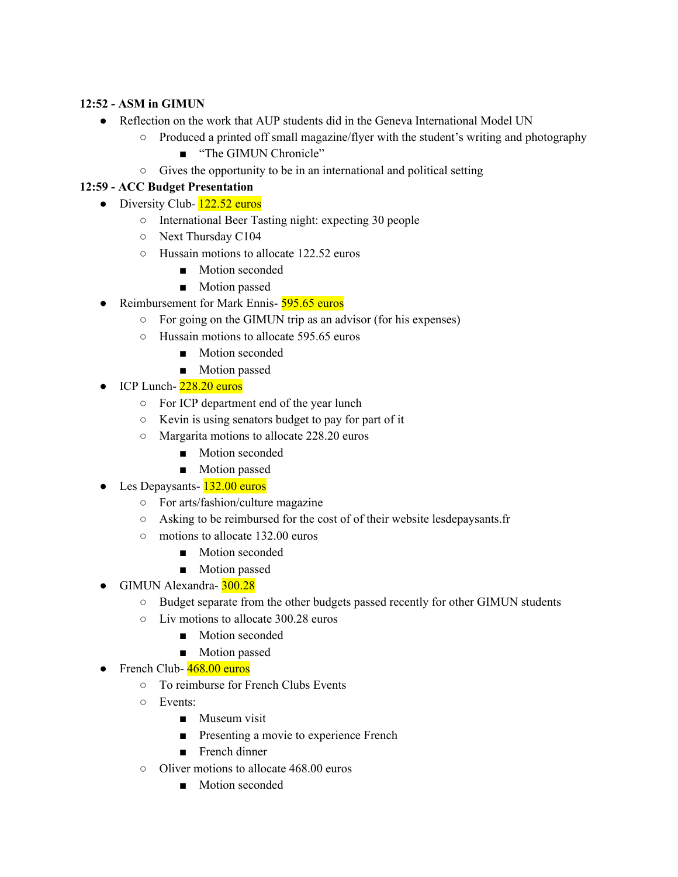**12:52 - ASM in GIMUN**

- Reflection on the work that AUP students did in the Geneva International Model UN
  - Produced a printed off small magazine/flyer with the student's writing and photography
    - "The GIMUN Chronicle"
  - Gives the opportunity to be in an international and political setting

**12:59 - ACC Budget Presentation**

- Diversity Club- 122.52 euros
  - International Beer Tasting night: expecting 30 people
  - Next Thursday C104
  - Hussain motions to allocate 122.52 euros
    - Motion seconded
    - Motion passed
- Reimbursement for Mark Ennis- 595.65 euros
  - For going on the GIMUN trip as an advisor (for his expenses)
  - Hussain motions to allocate 595.65 euros
    - Motion seconded
    - Motion passed
- ICP Lunch- 228.20 euros
  - For ICP department end of the year lunch
  - Kevin is using senators budget to pay for part of it
  - Margarita motions to allocate 228.20 euros
    - Motion seconded
    - Motion passed
- Les Depaysants- 132.00 euros
  - For arts/fashion/culture magazine
  - Asking to be reimbursed for the cost of of their website lesdepaysants.fr
  - motions to allocate 132.00 euros
    - Motion seconded
    - Motion passed
- GIMUN Alexandra- 300.28
  - Budget separate from the other budgets passed recently for other GIMUN students
  - Liv motions to allocate 300.28 euros
    - Motion seconded
    - Motion passed
- French Club- 468.00 euros
  - To reimburse for French Clubs Events
  - Events:
    - Museum visit
    - Presenting a movie to experience French
    - French dinner
  - Oliver motions to allocate 468.00 euros
    - Motion seconded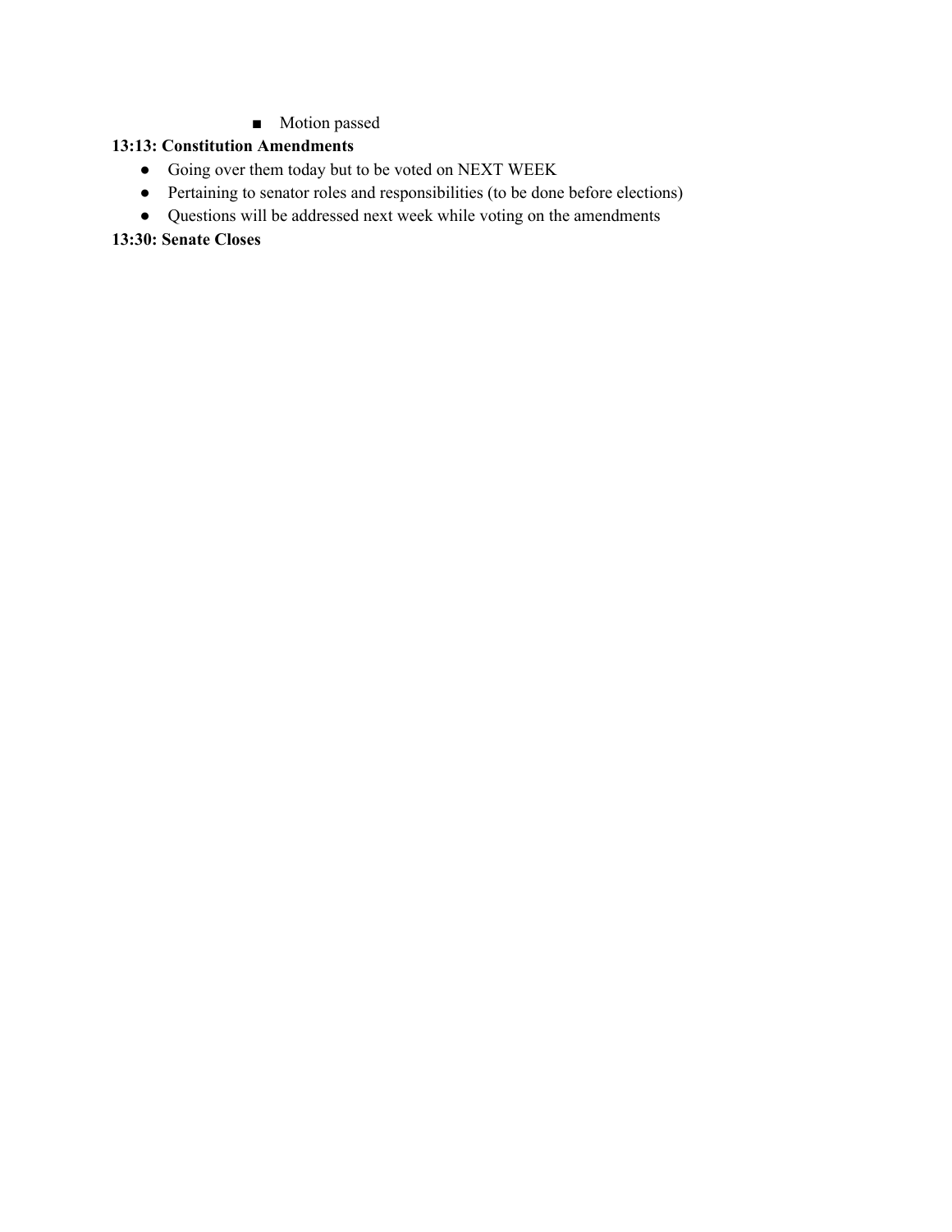- Motion passed

**13:13: Constitution Amendments**

- Going over them today but to be voted on NEXT WEEK
- Pertaining to senator roles and responsibilities (to be done before elections)
- Questions will be addressed next week while voting on the amendments

**13:30: Senate Closes**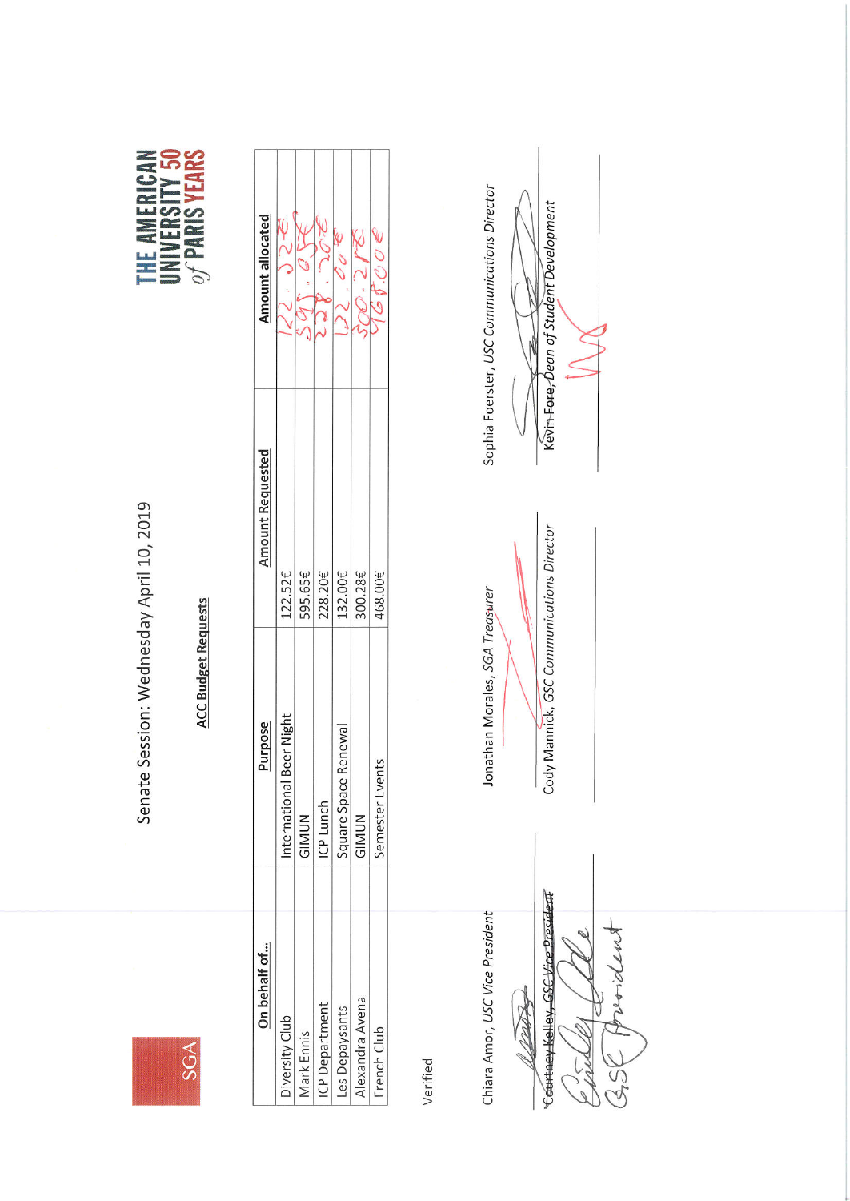SGA

THE AMERICAN UNIVERSITY of PARIS 50 YEARS

# Senate Session: Wednesday April 10, 2019

## ACC Budget Requests

| On behalf of... | Purpose | Amount Requested | Amount allocated |
|---|---|---|---|
| Diversity Club | International Beer Night | 122.52€ | 122.52€ |
| Mark Ennis | GIMUN | 595.65€ | 595.65€ |
| ICP Department | ICP Lunch | 228.20€ | 228.20€ |
| Les Depaysants | Square Space Renewal | 132.00€ | 132.00€ |
| Alexandra Avena | GIMUN | 300.28€ | 300.28€ |
| French Club | Semester Events | 468.00€ | 468.00€ |

Verified

Chiara Amor, *USC Vice President*

Jonathan Morales, *SGA Treasurer*

Sophia Foerster, *USC Communications Director*

~~Courtney Kelley, GSC Vice President~~ GSC President

Cody Mannick, *GSC Communications Director*

~~Kevin Fore,~~ *Dean of Student Development*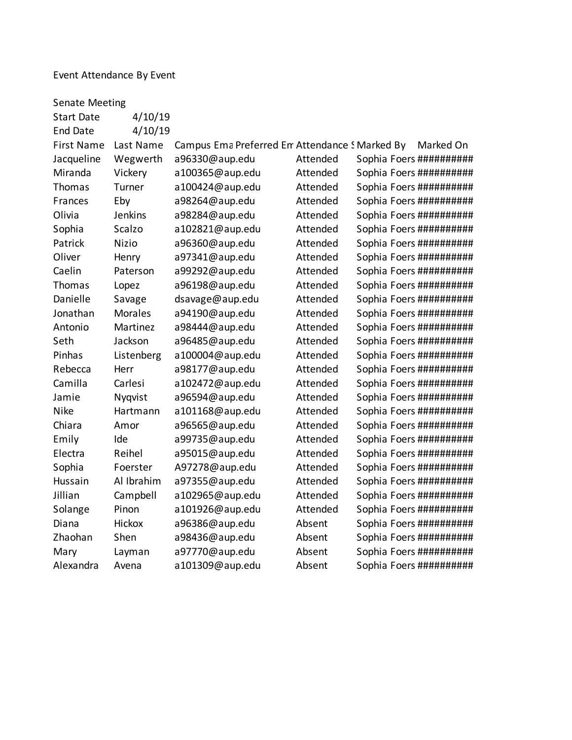Event Attendance By Event

Senate Meeting

| | |
|---|---|
| Start Date | 4/10/19 |
| End Date | 4/10/19 |

| First Name | Last Name | Campus Ema | Preferred Em | Attendance S | Marked By | Marked On |
|---|---|---|---|---|---|---|
| Jacqueline | Wegwerth | a96330@aup.edu | | Attended | Sophia Foers | ########## |
| Miranda | Vickery | a100365@aup.edu | | Attended | Sophia Foers | ########## |
| Thomas | Turner | a100424@aup.edu | | Attended | Sophia Foers | ########## |
| Frances | Eby | a98264@aup.edu | | Attended | Sophia Foers | ########## |
| Olivia | Jenkins | a98284@aup.edu | | Attended | Sophia Foers | ########## |
| Sophia | Scalzo | a102821@aup.edu | | Attended | Sophia Foers | ########## |
| Patrick | Nizio | a96360@aup.edu | | Attended | Sophia Foers | ########## |
| Oliver | Henry | a97341@aup.edu | | Attended | Sophia Foers | ########## |
| Caelin | Paterson | a99292@aup.edu | | Attended | Sophia Foers | ########## |
| Thomas | Lopez | a96198@aup.edu | | Attended | Sophia Foers | ########## |
| Danielle | Savage | dsavage@aup.edu | | Attended | Sophia Foers | ########## |
| Jonathan | Morales | a94190@aup.edu | | Attended | Sophia Foers | ########## |
| Antonio | Martinez | a98444@aup.edu | | Attended | Sophia Foers | ########## |
| Seth | Jackson | a96485@aup.edu | | Attended | Sophia Foers | ########## |
| Pinhas | Listenberg | a100004@aup.edu | | Attended | Sophia Foers | ########## |
| Rebecca | Herr | a98177@aup.edu | | Attended | Sophia Foers | ########## |
| Camilla | Carlesi | a102472@aup.edu | | Attended | Sophia Foers | ########## |
| Jamie | Nyqvist | a96594@aup.edu | | Attended | Sophia Foers | ########## |
| Nike | Hartmann | a101168@aup.edu | | Attended | Sophia Foers | ########## |
| Chiara | Amor | a96565@aup.edu | | Attended | Sophia Foers | ########## |
| Emily | Ide | a99735@aup.edu | | Attended | Sophia Foers | ########## |
| Electra | Reihel | a95015@aup.edu | | Attended | Sophia Foers | ########## |
| Sophia | Foerster | A97278@aup.edu | | Attended | Sophia Foers | ########## |
| Hussain | Al Ibrahim | a97355@aup.edu | | Attended | Sophia Foers | ########## |
| Jillian | Campbell | a102965@aup.edu | | Attended | Sophia Foers | ########## |
| Solange | Pinon | a101926@aup.edu | | Attended | Sophia Foers | ########## |
| Diana | Hickox | a96386@aup.edu | | Absent | Sophia Foers | ########## |
| Zhaohan | Shen | a98436@aup.edu | | Absent | Sophia Foers | ########## |
| Mary | Layman | a97770@aup.edu | | Absent | Sophia Foers | ########## |
| Alexandra | Avena | a101309@aup.edu | | Absent | Sophia Foers | ########## |